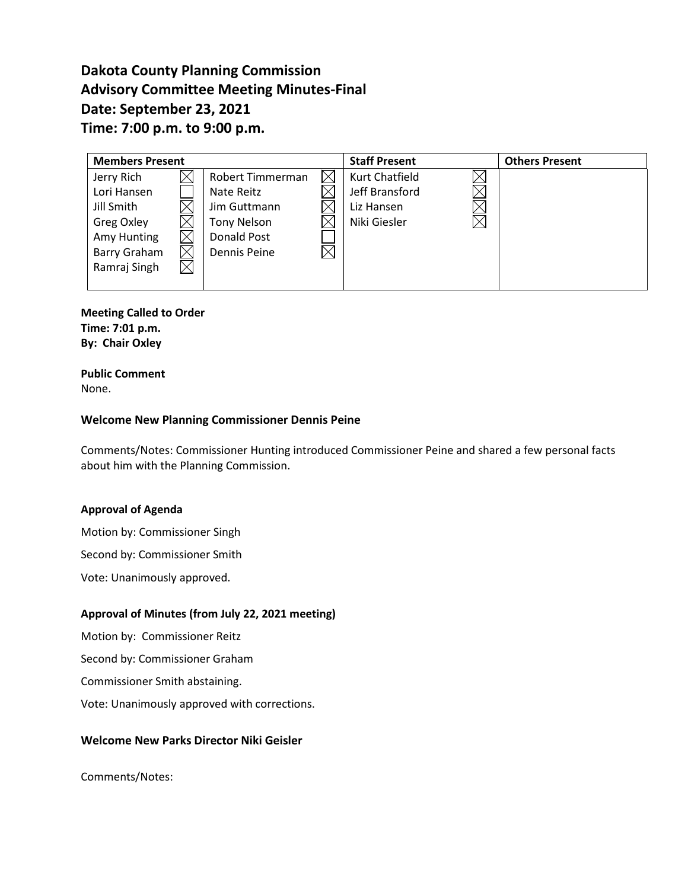# Dakota County Planning Commission
# Advisory Committee Meeting Minutes-Final
# Date: September 23, 2021
# Time: 7:00 p.m. to 9:00 p.m.

| Members Present | | | | Staff Present | | Others Present |
|---|---|---|---|---|---|---|
| Jerry Rich | ☒ | Robert Timmerman | ☒ | Kurt Chatfield | ☒ | |
| Lori Hansen | ☐ | Nate Reitz | ☒ | Jeff Bransford | ☒ | |
| Jill Smith | ☒ | Jim Guttmann | ☒ | Liz Hansen | ☒ | |
| Greg Oxley | ☒ | Tony Nelson | ☒ | Niki Giesler | ☒ | |
| Amy Hunting | ☒ | Donald Post | ☐ | | | |
| Barry Graham | ☒ | Dennis Peine | ☒ | | | |
| Ramraj Singh | ☒ | | | | | |

**Meeting Called to Order**
**Time: 7:01 p.m.**
**By: Chair Oxley**

**Public Comment**
None.

**Welcome New Planning Commissioner Dennis Peine**

Comments/Notes: Commissioner Hunting introduced Commissioner Peine and shared a few personal facts about him with the Planning Commission.

**Approval of Agenda**

Motion by: Commissioner Singh

Second by: Commissioner Smith

Vote: Unanimously approved.

**Approval of Minutes (from July 22, 2021 meeting)**

Motion by: Commissioner Reitz

Second by: Commissioner Graham

Commissioner Smith abstaining.

Vote: Unanimously approved with corrections.

**Welcome New Parks Director Niki Geisler**

Comments/Notes: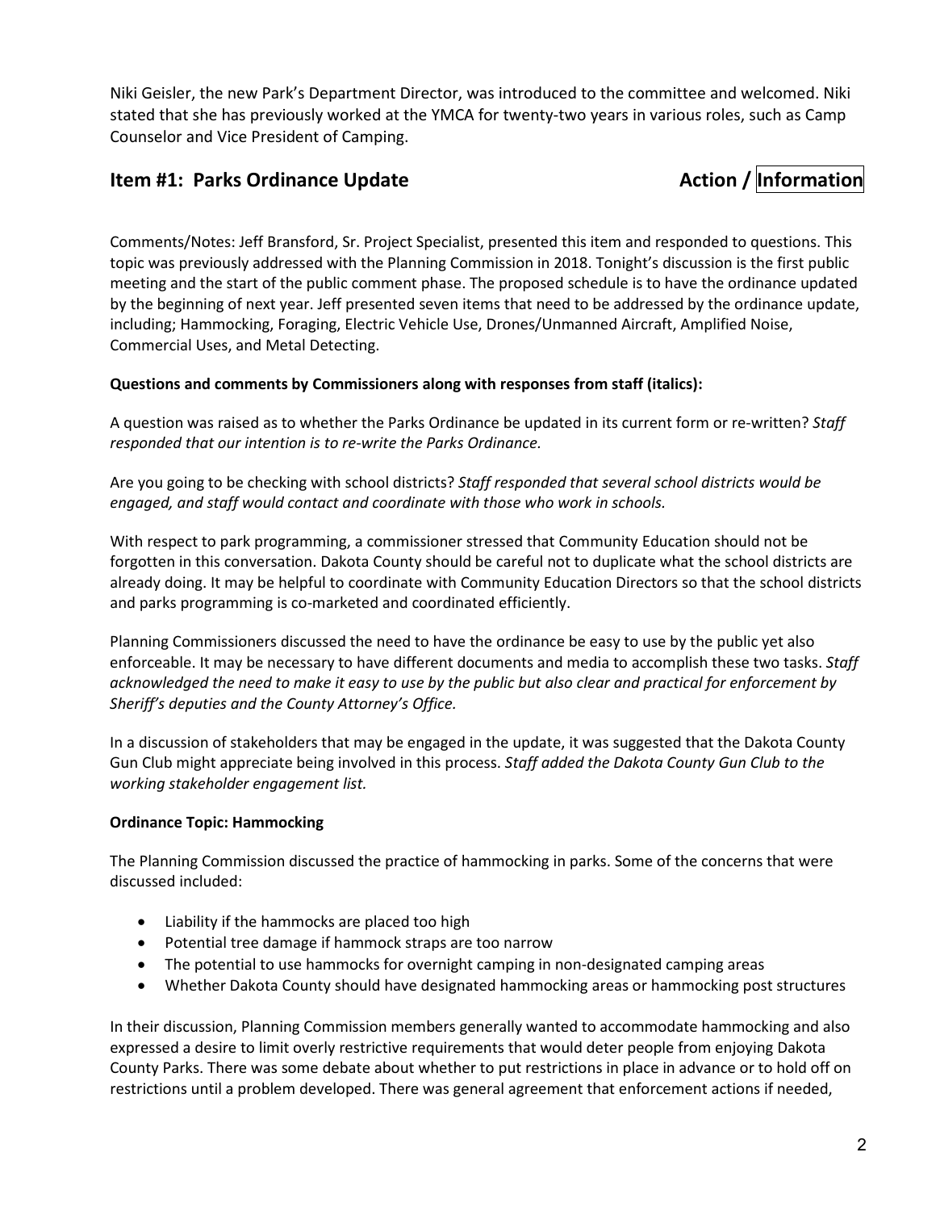Niki Geisler, the new Park's Department Director, was introduced to the committee and welcomed. Niki stated that she has previously worked at the YMCA for twenty-two years in various roles, such as Camp Counselor and Vice President of Camping.

## Item #1: Parks Ordinance Update — Action / Information

Comments/Notes: Jeff Bransford, Sr. Project Specialist, presented this item and responded to questions. This topic was previously addressed with the Planning Commission in 2018. Tonight's discussion is the first public meeting and the start of the public comment phase. The proposed schedule is to have the ordinance updated by the beginning of next year. Jeff presented seven items that need to be addressed by the ordinance update, including; Hammocking, Foraging, Electric Vehicle Use, Drones/Unmanned Aircraft, Amplified Noise, Commercial Uses, and Metal Detecting.

**Questions and comments by Commissioners along with responses from staff (italics):**

A question was raised as to whether the Parks Ordinance be updated in its current form or re-written? *Staff responded that our intention is to re-write the Parks Ordinance.*

Are you going to be checking with school districts? *Staff responded that several school districts would be engaged, and staff would contact and coordinate with those who work in schools.*

With respect to park programming, a commissioner stressed that Community Education should not be forgotten in this conversation. Dakota County should be careful not to duplicate what the school districts are already doing. It may be helpful to coordinate with Community Education Directors so that the school districts and parks programming is co-marketed and coordinated efficiently.

Planning Commissioners discussed the need to have the ordinance be easy to use by the public yet also enforceable. It may be necessary to have different documents and media to accomplish these two tasks. *Staff acknowledged the need to make it easy to use by the public but also clear and practical for enforcement by Sheriff's deputies and the County Attorney's Office.*

In a discussion of stakeholders that may be engaged in the update, it was suggested that the Dakota County Gun Club might appreciate being involved in this process. *Staff added the Dakota County Gun Club to the working stakeholder engagement list.*

**Ordinance Topic: Hammocking**

The Planning Commission discussed the practice of hammocking in parks. Some of the concerns that were discussed included:

- Liability if the hammocks are placed too high
- Potential tree damage if hammock straps are too narrow
- The potential to use hammocks for overnight camping in non-designated camping areas
- Whether Dakota County should have designated hammocking areas or hammocking post structures

In their discussion, Planning Commission members generally wanted to accommodate hammocking and also expressed a desire to limit overly restrictive requirements that would deter people from enjoying Dakota County Parks. There was some debate about whether to put restrictions in place in advance or to hold off on restrictions until a problem developed. There was general agreement that enforcement actions if needed,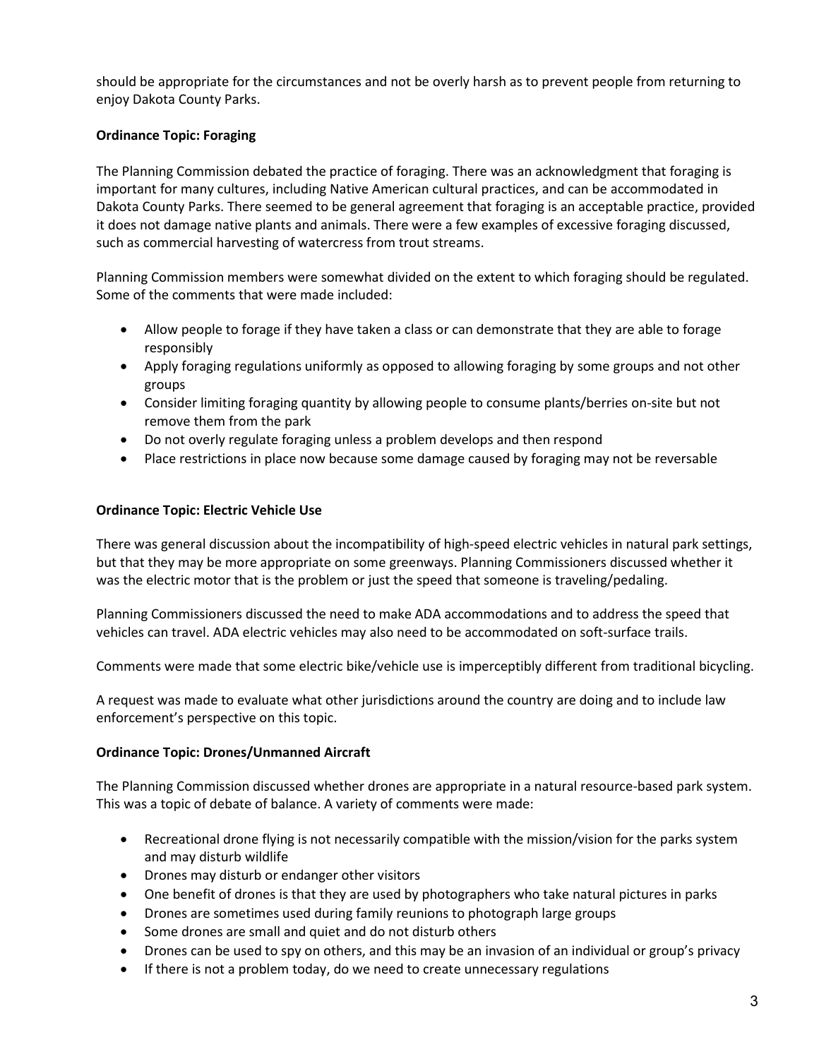should be appropriate for the circumstances and not be overly harsh as to prevent people from returning to enjoy Dakota County Parks.

**Ordinance Topic: Foraging**

The Planning Commission debated the practice of foraging. There was an acknowledgment that foraging is important for many cultures, including Native American cultural practices, and can be accommodated in Dakota County Parks. There seemed to be general agreement that foraging is an acceptable practice, provided it does not damage native plants and animals. There were a few examples of excessive foraging discussed, such as commercial harvesting of watercress from trout streams.

Planning Commission members were somewhat divided on the extent to which foraging should be regulated. Some of the comments that were made included:

- Allow people to forage if they have taken a class or can demonstrate that they are able to forage responsibly
- Apply foraging regulations uniformly as opposed to allowing foraging by some groups and not other groups
- Consider limiting foraging quantity by allowing people to consume plants/berries on-site but not remove them from the park
- Do not overly regulate foraging unless a problem develops and then respond
- Place restrictions in place now because some damage caused by foraging may not be reversable

**Ordinance Topic: Electric Vehicle Use**

There was general discussion about the incompatibility of high-speed electric vehicles in natural park settings, but that they may be more appropriate on some greenways. Planning Commissioners discussed whether it was the electric motor that is the problem or just the speed that someone is traveling/pedaling.

Planning Commissioners discussed the need to make ADA accommodations and to address the speed that vehicles can travel. ADA electric vehicles may also need to be accommodated on soft-surface trails.

Comments were made that some electric bike/vehicle use is imperceptibly different from traditional bicycling.

A request was made to evaluate what other jurisdictions around the country are doing and to include law enforcement's perspective on this topic.

**Ordinance Topic: Drones/Unmanned Aircraft**

The Planning Commission discussed whether drones are appropriate in a natural resource-based park system. This was a topic of debate of balance. A variety of comments were made:

- Recreational drone flying is not necessarily compatible with the mission/vision for the parks system and may disturb wildlife
- Drones may disturb or endanger other visitors
- One benefit of drones is that they are used by photographers who take natural pictures in parks
- Drones are sometimes used during family reunions to photograph large groups
- Some drones are small and quiet and do not disturb others
- Drones can be used to spy on others, and this may be an invasion of an individual or group's privacy
- If there is not a problem today, do we need to create unnecessary regulations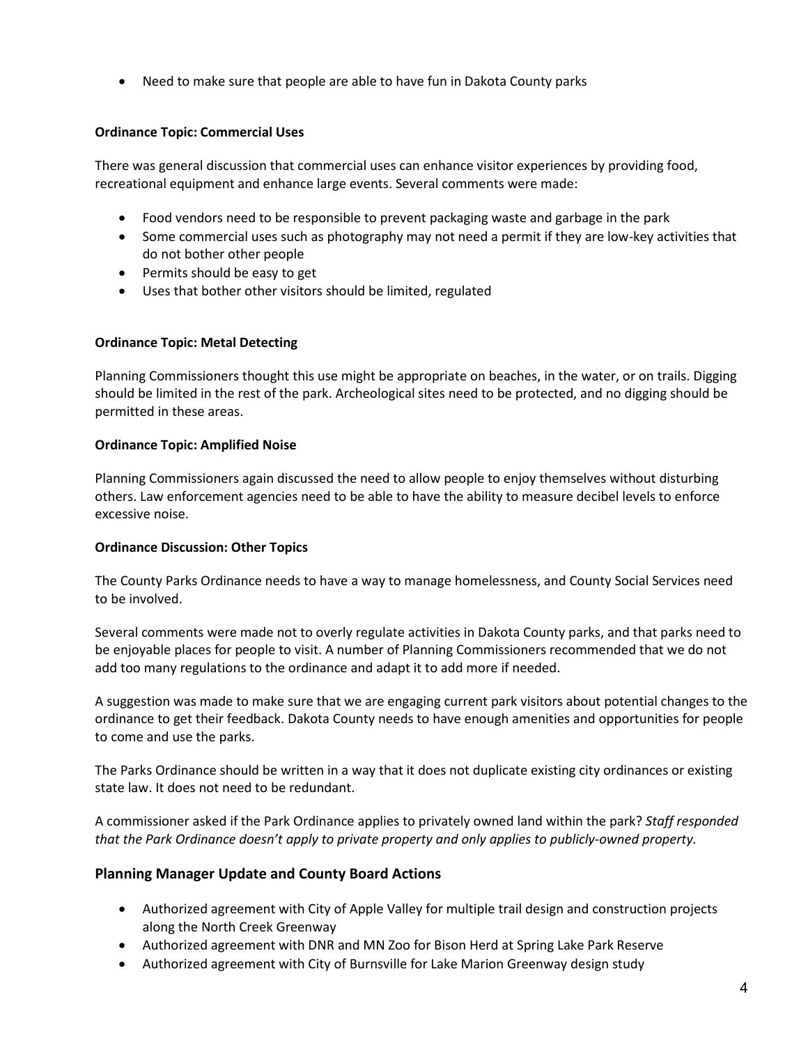- Need to make sure that people are able to have fun in Dakota County parks

**Ordinance Topic: Commercial Uses**

There was general discussion that commercial uses can enhance visitor experiences by providing food, recreational equipment and enhance large events. Several comments were made:

- Food vendors need to be responsible to prevent packaging waste and garbage in the park
- Some commercial uses such as photography may not need a permit if they are low-key activities that do not bother other people
- Permits should be easy to get
- Uses that bother other visitors should be limited, regulated

**Ordinance Topic: Metal Detecting**

Planning Commissioners thought this use might be appropriate on beaches, in the water, or on trails. Digging should be limited in the rest of the park. Archeological sites need to be protected, and no digging should be permitted in these areas.

**Ordinance Topic: Amplified Noise**

Planning Commissioners again discussed the need to allow people to enjoy themselves without disturbing others. Law enforcement agencies need to be able to have the ability to measure decibel levels to enforce excessive noise.

**Ordinance Discussion: Other Topics**

The County Parks Ordinance needs to have a way to manage homelessness, and County Social Services need to be involved.

Several comments were made not to overly regulate activities in Dakota County parks, and that parks need to be enjoyable places for people to visit. A number of Planning Commissioners recommended that we do not add too many regulations to the ordinance and adapt it to add more if needed.

A suggestion was made to make sure that we are engaging current park visitors about potential changes to the ordinance to get their feedback. Dakota County needs to have enough amenities and opportunities for people to come and use the parks.

The Parks Ordinance should be written in a way that it does not duplicate existing city ordinances or existing state law. It does not need to be redundant.

A commissioner asked if the Park Ordinance applies to privately owned land within the park? *Staff responded that the Park Ordinance doesn't apply to private property and only applies to publicly-owned property.*

## Planning Manager Update and County Board Actions

- Authorized agreement with City of Apple Valley for multiple trail design and construction projects along the North Creek Greenway
- Authorized agreement with DNR and MN Zoo for Bison Herd at Spring Lake Park Reserve
- Authorized agreement with City of Burnsville for Lake Marion Greenway design study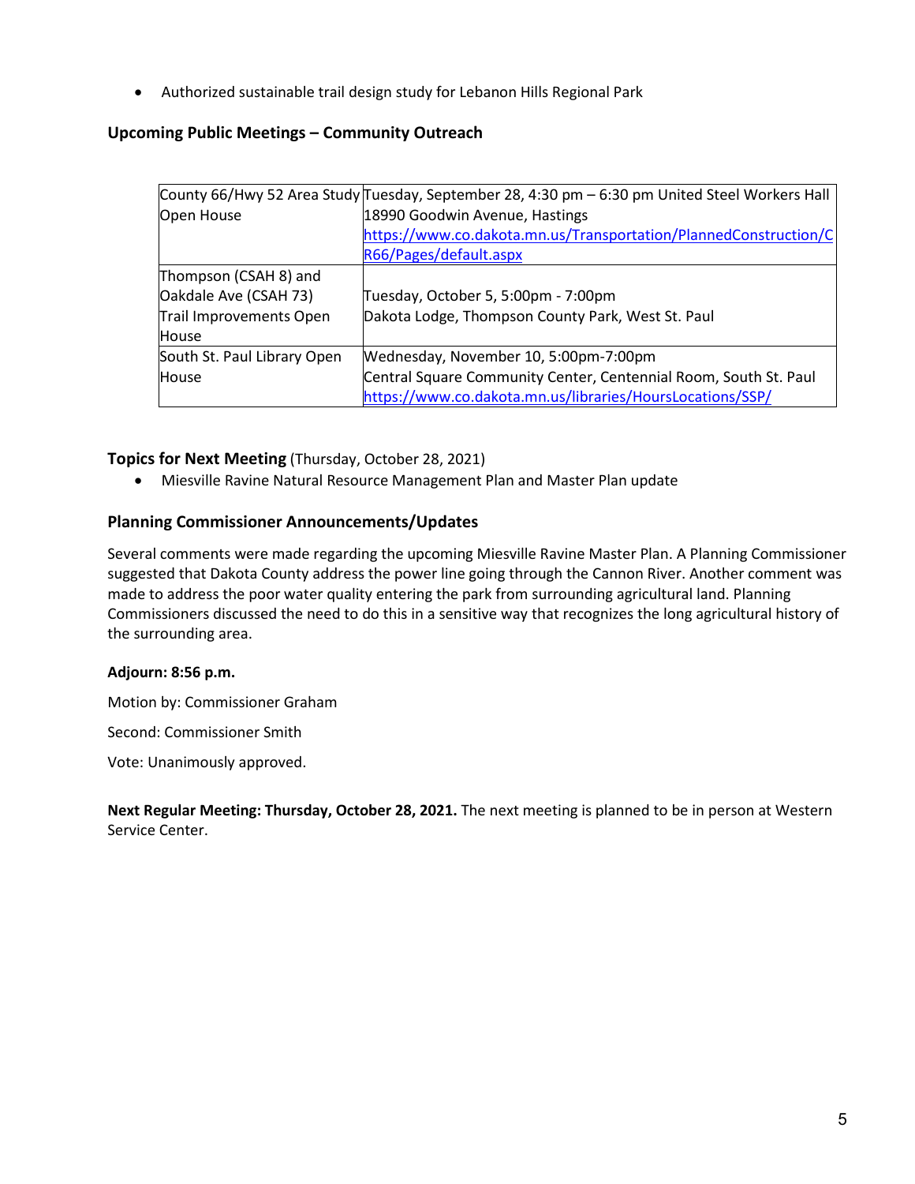- Authorized sustainable trail design study for Lebanon Hills Regional Park

### Upcoming Public Meetings – Community Outreach

| | |
|---|---|
| County 66/Hwy 52 Area Study Open House | Tuesday, September 28, 4:30 pm – 6:30 pm United Steel Workers Hall 18990 Goodwin Avenue, Hastings https://www.co.dakota.mn.us/Transportation/PlannedConstruction/CR66/Pages/default.aspx |
| Thompson (CSAH 8) and Oakdale Ave (CSAH 73) Trail Improvements Open House | Tuesday, October 5, 5:00pm - 7:00pm Dakota Lodge, Thompson County Park, West St. Paul |
| South St. Paul Library Open House | Wednesday, November 10, 5:00pm-7:00pm Central Square Community Center, Centennial Room, South St. Paul https://www.co.dakota.mn.us/libraries/HoursLocations/SSP/ |

### Topics for Next Meeting (Thursday, October 28, 2021)

- Miesville Ravine Natural Resource Management Plan and Master Plan update

### Planning Commissioner Announcements/Updates

Several comments were made regarding the upcoming Miesville Ravine Master Plan. A Planning Commissioner suggested that Dakota County address the power line going through the Cannon River. Another comment was made to address the poor water quality entering the park from surrounding agricultural land. Planning Commissioners discussed the need to do this in a sensitive way that recognizes the long agricultural history of the surrounding area.

**Adjourn: 8:56 p.m.**

Motion by: Commissioner Graham

Second: Commissioner Smith

Vote: Unanimously approved.

**Next Regular Meeting: Thursday, October 28, 2021.** The next meeting is planned to be in person at Western Service Center.